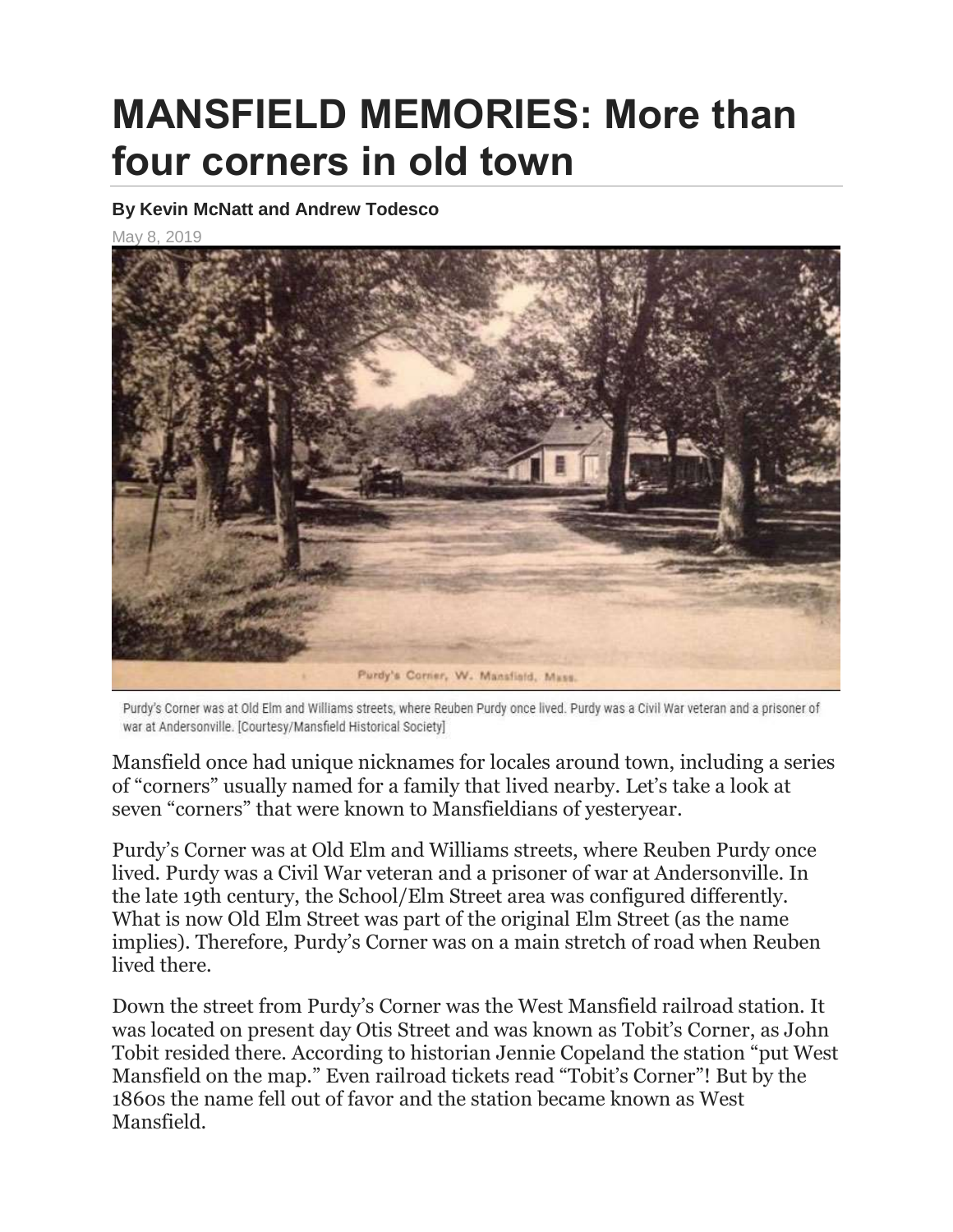# MANSFIELD MEMORIES: More than four corners in old town

**By Kevin McNatt and Andrew Todesco**

May 8, 2019

Purdy's Corner, W. Mansfield, Mass.

Purdy's Corner was at Old Elm and Williams streets, where Reuben Purdy once lived. Purdy was a Civil War veteran and a prisoner of war at Andersonville. [Courtesy/Mansfield Historical Society]

Mansfield once had unique nicknames for locales around town, including a series of "corners" usually named for a family that lived nearby. Let's take a look at seven "corners" that were known to Mansfieldians of yesteryear.

Purdy's Corner was at Old Elm and Williams streets, where Reuben Purdy once lived. Purdy was a Civil War veteran and a prisoner of war at Andersonville. In the late 19th century, the School/Elm Street area was configured differently. What is now Old Elm Street was part of the original Elm Street (as the name implies). Therefore, Purdy's Corner was on a main stretch of road when Reuben lived there.

Down the street from Purdy's Corner was the West Mansfield railroad station. It was located on present day Otis Street and was known as Tobit's Corner, as John Tobit resided there. According to historian Jennie Copeland the station "put West Mansfield on the map." Even railroad tickets read "Tobit's Corner"! But by the 1860s the name fell out of favor and the station became known as West Mansfield.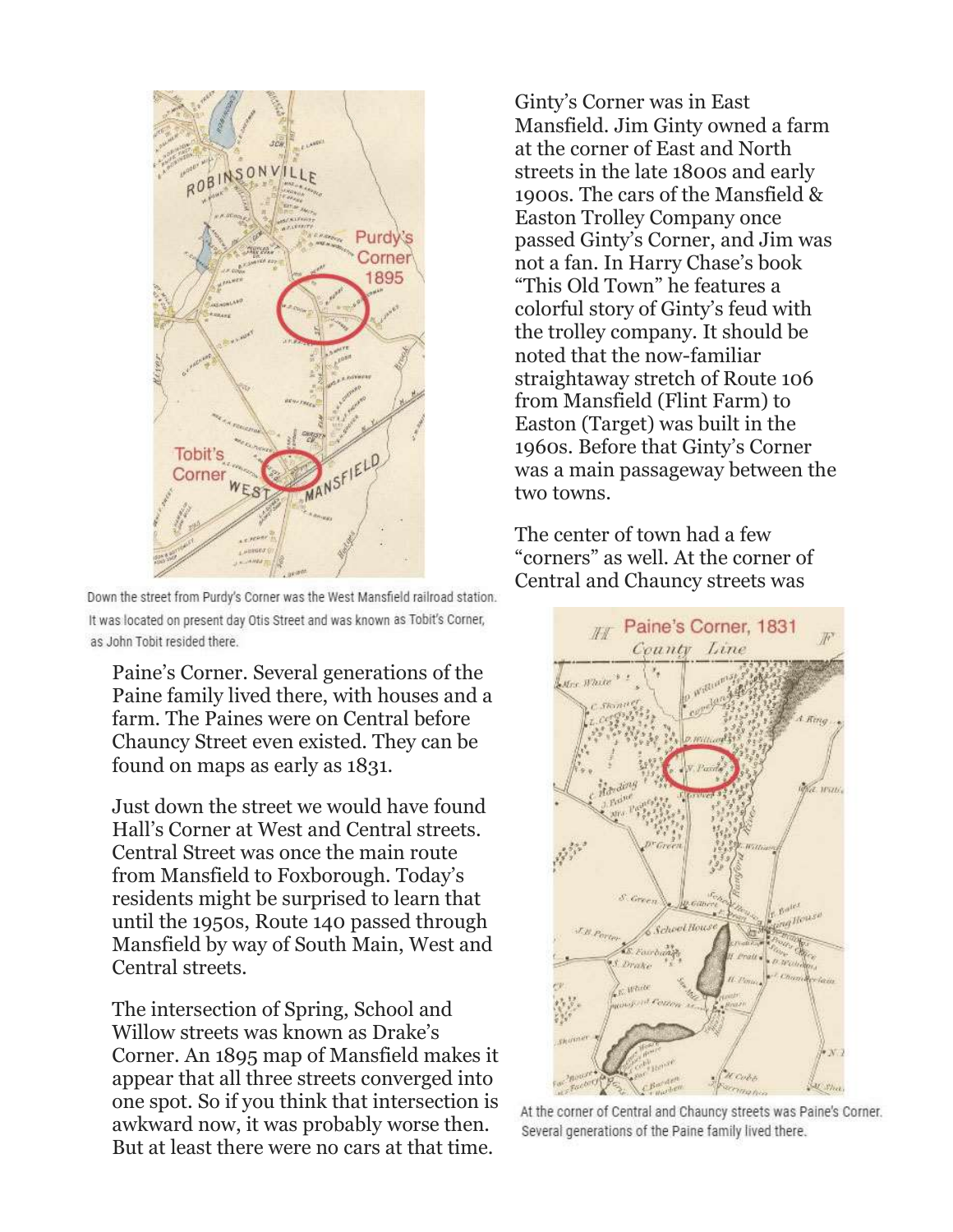Down the street from Purdy's Corner was the West Mansfield railroad station. It was located on present day Otis Street and was known as Tobit's Corner, as John Tobit resided there.

Ginty's Corner was in East Mansfield. Jim Ginty owned a farm at the corner of East and North streets in the late 1800s and early 1900s. The cars of the Mansfield & Easton Trolley Company once passed Ginty's Corner, and Jim was not a fan. In Harry Chase's book "This Old Town" he features a colorful story of Ginty's feud with the trolley company. It should be noted that the now-familiar straightaway stretch of Route 106 from Mansfield (Flint Farm) to Easton (Target) was built in the 1960s. Before that Ginty's Corner was a main passageway between the two towns.

The center of town had a few "corners" as well. At the corner of Central and Chauncy streets was Paine's Corner. Several generations of the Paine family lived there, with houses and a farm. The Paines were on Central before Chauncy Street even existed. They can be found on maps as early as 1831.

Just down the street we would have found Hall's Corner at West and Central streets. Central Street was once the main route from Mansfield to Foxborough. Today's residents might be surprised to learn that until the 1950s, Route 140 passed through Mansfield by way of South Main, West and Central streets.

The intersection of Spring, School and Willow streets was known as Drake's Corner. An 1895 map of Mansfield makes it appear that all three streets converged into one spot. So if you think that intersection is awkward now, it was probably worse then. But at least there were no cars at that time.

At the corner of Central and Chauncy streets was Paine's Corner. Several generations of the Paine family lived there.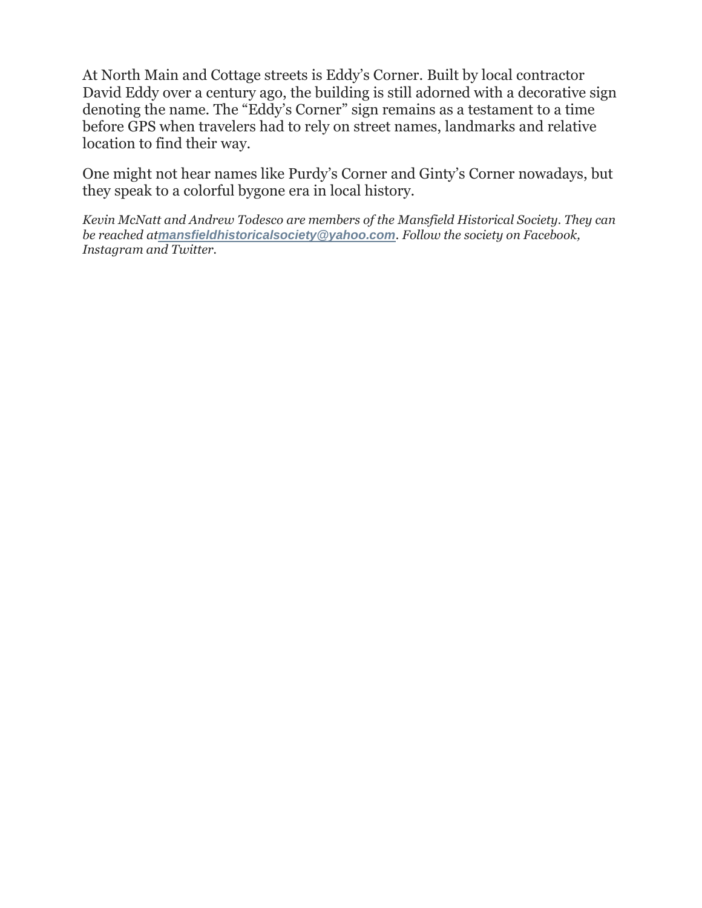At North Main and Cottage streets is Eddy's Corner. Built by local contractor David Eddy over a century ago, the building is still adorned with a decorative sign denoting the name. The "Eddy's Corner" sign remains as a testament to a time before GPS when travelers had to rely on street names, landmarks and relative location to find their way.

One might not hear names like Purdy's Corner and Ginty's Corner nowadays, but they speak to a colorful bygone era in local history.

*Kevin McNatt and Andrew Todesco are members of the Mansfield Historical Society. They can be reached at**mansfieldhistoricalsociety@yahoo.com**. Follow the society on Facebook, Instagram and Twitter.*